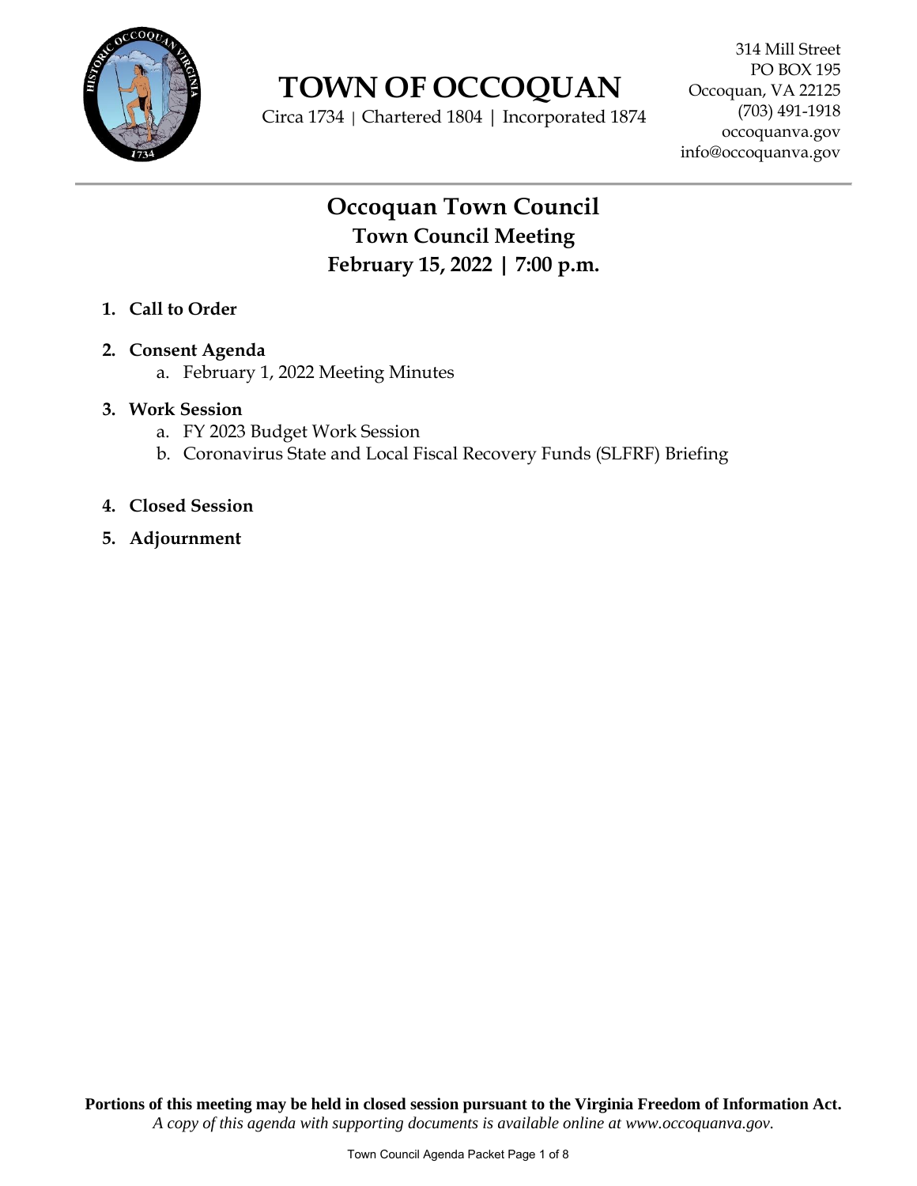# TOWN OF OCCOQUAN

Circa 1734 | Chartered 1804 | Incorporated 1874

314 Mill Street
PO BOX 195
Occoquan, VA 22125
(703) 491-1918
occoquanva.gov
info@occoquanva.gov

## Occoquan Town Council

### Town Council Meeting

### February 15, 2022 | 7:00 p.m.

1. **Call to Order**
2. **Consent Agenda**
   a. February 1, 2022 Meeting Minutes
3. **Work Session**
   a. FY 2023 Budget Work Session
   b. Coronavirus State and Local Fiscal Recovery Funds (SLFRF) Briefing
4. **Closed Session**
5. **Adjournment**

**Portions of this meeting may be held in closed session pursuant to the Virginia Freedom of Information Act.**
*A copy of this agenda with supporting documents is available online at www.occoquanva.gov.*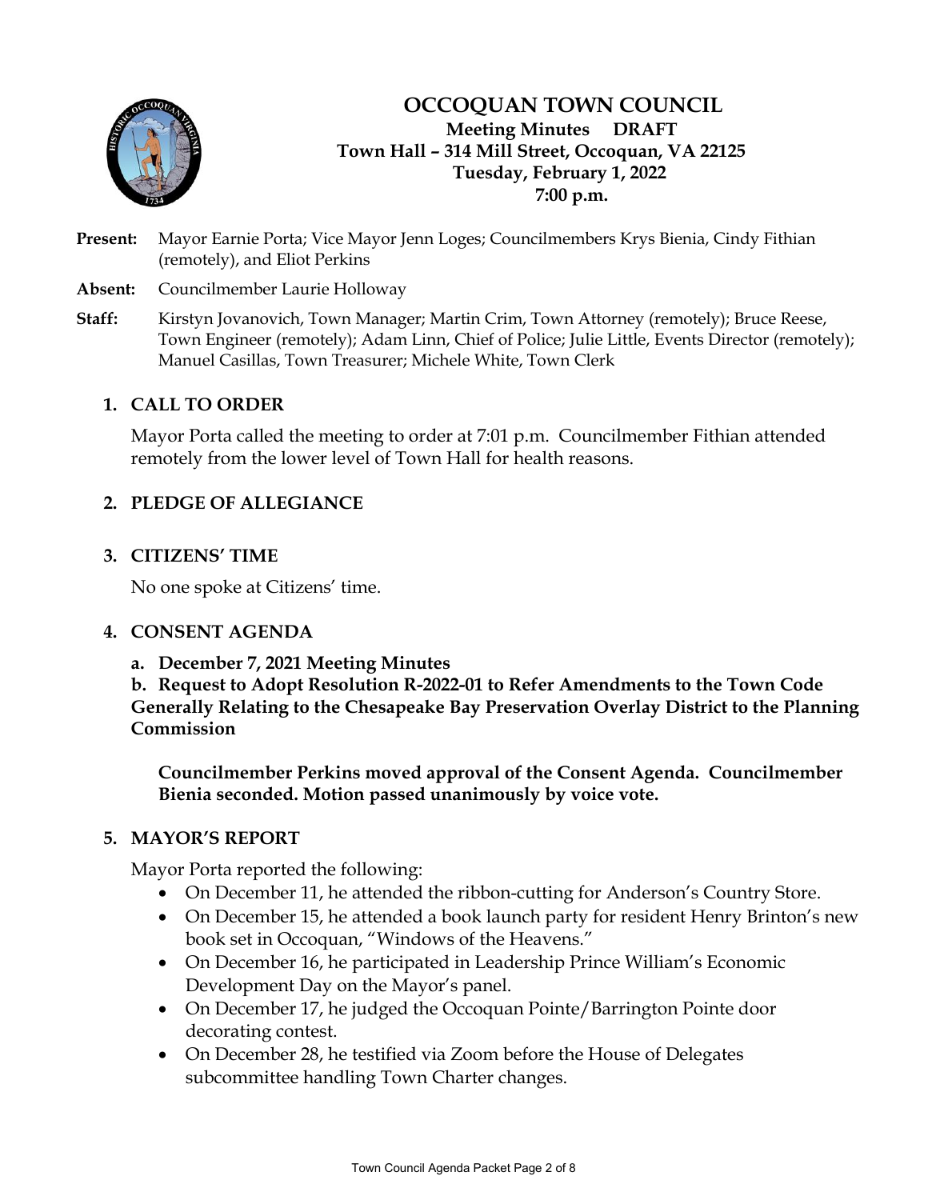# OCCOQUAN TOWN COUNCIL

**Meeting Minutes DRAFT**
**Town Hall – 314 Mill Street, Occoquan, VA 22125**
**Tuesday, February 1, 2022**
**7:00 p.m.**

**Present:** Mayor Earnie Porta; Vice Mayor Jenn Loges; Councilmembers Krys Bienia, Cindy Fithian (remotely), and Eliot Perkins

**Absent:** Councilmember Laurie Holloway

**Staff:** Kirstyn Jovanovich, Town Manager; Martin Crim, Town Attorney (remotely); Bruce Reese, Town Engineer (remotely); Adam Linn, Chief of Police; Julie Little, Events Director (remotely); Manuel Casillas, Town Treasurer; Michele White, Town Clerk

## 1. CALL TO ORDER

Mayor Porta called the meeting to order at 7:01 p.m. Councilmember Fithian attended remotely from the lower level of Town Hall for health reasons.

## 2. PLEDGE OF ALLEGIANCE

## 3. CITIZENS' TIME

No one spoke at Citizens' time.

## 4. CONSENT AGENDA

**a. December 7, 2021 Meeting Minutes**

**b. Request to Adopt Resolution R-2022-01 to Refer Amendments to the Town Code Generally Relating to the Chesapeake Bay Preservation Overlay District to the Planning Commission**

**Councilmember Perkins moved approval of the Consent Agenda. Councilmember Bienia seconded. Motion passed unanimously by voice vote.**

## 5. MAYOR'S REPORT

Mayor Porta reported the following:

- On December 11, he attended the ribbon-cutting for Anderson's Country Store.
- On December 15, he attended a book launch party for resident Henry Brinton's new book set in Occoquan, "Windows of the Heavens."
- On December 16, he participated in Leadership Prince William's Economic Development Day on the Mayor's panel.
- On December 17, he judged the Occoquan Pointe/Barrington Pointe door decorating contest.
- On December 28, he testified via Zoom before the House of Delegates subcommittee handling Town Charter changes.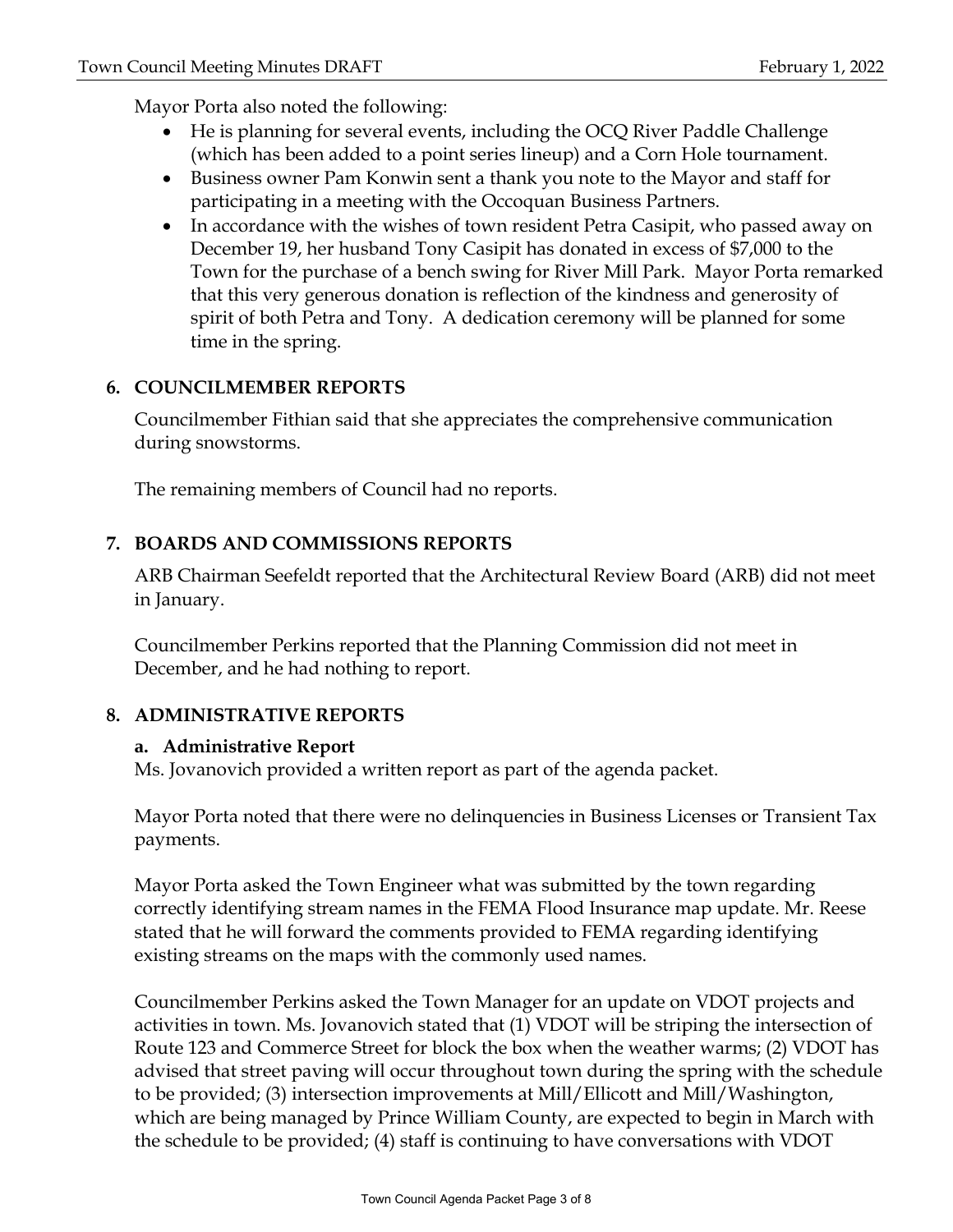Mayor Porta also noted the following:

- He is planning for several events, including the OCQ River Paddle Challenge (which has been added to a point series lineup) and a Corn Hole tournament.
- Business owner Pam Konwin sent a thank you note to the Mayor and staff for participating in a meeting with the Occoquan Business Partners.
- In accordance with the wishes of town resident Petra Casipit, who passed away on December 19, her husband Tony Casipit has donated in excess of $7,000 to the Town for the purchase of a bench swing for River Mill Park. Mayor Porta remarked that this very generous donation is reflection of the kindness and generosity of spirit of both Petra and Tony. A dedication ceremony will be planned for some time in the spring.

## 6. COUNCILMEMBER REPORTS

Councilmember Fithian said that she appreciates the comprehensive communication during snowstorms.

The remaining members of Council had no reports.

## 7. BOARDS AND COMMISSIONS REPORTS

ARB Chairman Seefeldt reported that the Architectural Review Board (ARB) did not meet in January.

Councilmember Perkins reported that the Planning Commission did not meet in December, and he had nothing to report.

## 8. ADMINISTRATIVE REPORTS

### a. Administrative Report

Ms. Jovanovich provided a written report as part of the agenda packet.

Mayor Porta noted that there were no delinquencies in Business Licenses or Transient Tax payments.

Mayor Porta asked the Town Engineer what was submitted by the town regarding correctly identifying stream names in the FEMA Flood Insurance map update. Mr. Reese stated that he will forward the comments provided to FEMA regarding identifying existing streams on the maps with the commonly used names.

Councilmember Perkins asked the Town Manager for an update on VDOT projects and activities in town. Ms. Jovanovich stated that (1) VDOT will be striping the intersection of Route 123 and Commerce Street for block the box when the weather warms; (2) VDOT has advised that street paving will occur throughout town during the spring with the schedule to be provided; (3) intersection improvements at Mill/Ellicott and Mill/Washington, which are being managed by Prince William County, are expected to begin in March with the schedule to be provided; (4) staff is continuing to have conversations with VDOT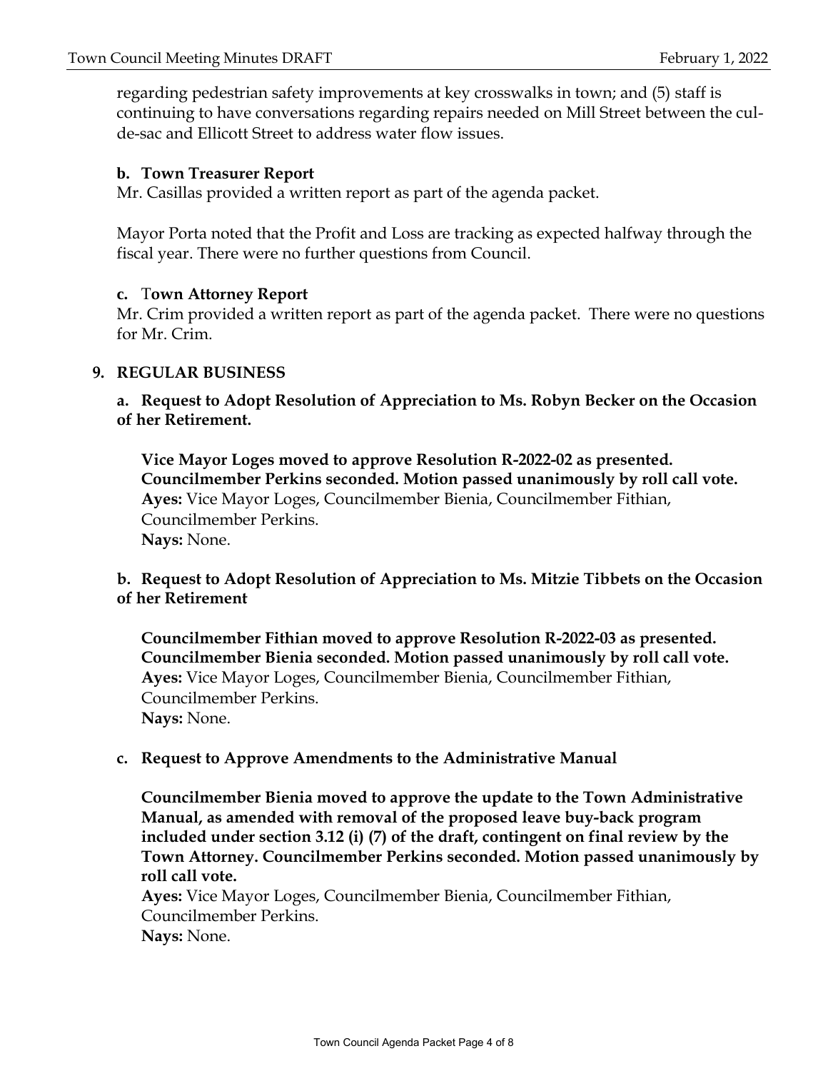regarding pedestrian safety improvements at key crosswalks in town; and (5) staff is continuing to have conversations regarding repairs needed on Mill Street between the cul-de-sac and Ellicott Street to address water flow issues.

**b. Town Treasurer Report**

Mr. Casillas provided a written report as part of the agenda packet.

Mayor Porta noted that the Profit and Loss are tracking as expected halfway through the fiscal year. There were no further questions from Council.

**c. Town Attorney Report**

Mr. Crim provided a written report as part of the agenda packet. There were no questions for Mr. Crim.

## 9. REGULAR BUSINESS

**a. Request to Adopt Resolution of Appreciation to Ms. Robyn Becker on the Occasion of her Retirement.**

**Vice Mayor Loges moved to approve Resolution R-2022-02 as presented. Councilmember Perkins seconded. Motion passed unanimously by roll call vote.**
**Ayes:** Vice Mayor Loges, Councilmember Bienia, Councilmember Fithian, Councilmember Perkins.
**Nays:** None.

**b. Request to Adopt Resolution of Appreciation to Ms. Mitzie Tibbets on the Occasion of her Retirement**

**Councilmember Fithian moved to approve Resolution R-2022-03 as presented. Councilmember Bienia seconded. Motion passed unanimously by roll call vote.**
**Ayes:** Vice Mayor Loges, Councilmember Bienia, Councilmember Fithian, Councilmember Perkins.
**Nays:** None.

**c. Request to Approve Amendments to the Administrative Manual**

**Councilmember Bienia moved to approve the update to the Town Administrative Manual, as amended with removal of the proposed leave buy-back program included under section 3.12 (i) (7) of the draft, contingent on final review by the Town Attorney. Councilmember Perkins seconded. Motion passed unanimously by roll call vote.**
**Ayes:** Vice Mayor Loges, Councilmember Bienia, Councilmember Fithian, Councilmember Perkins.
**Nays:** None.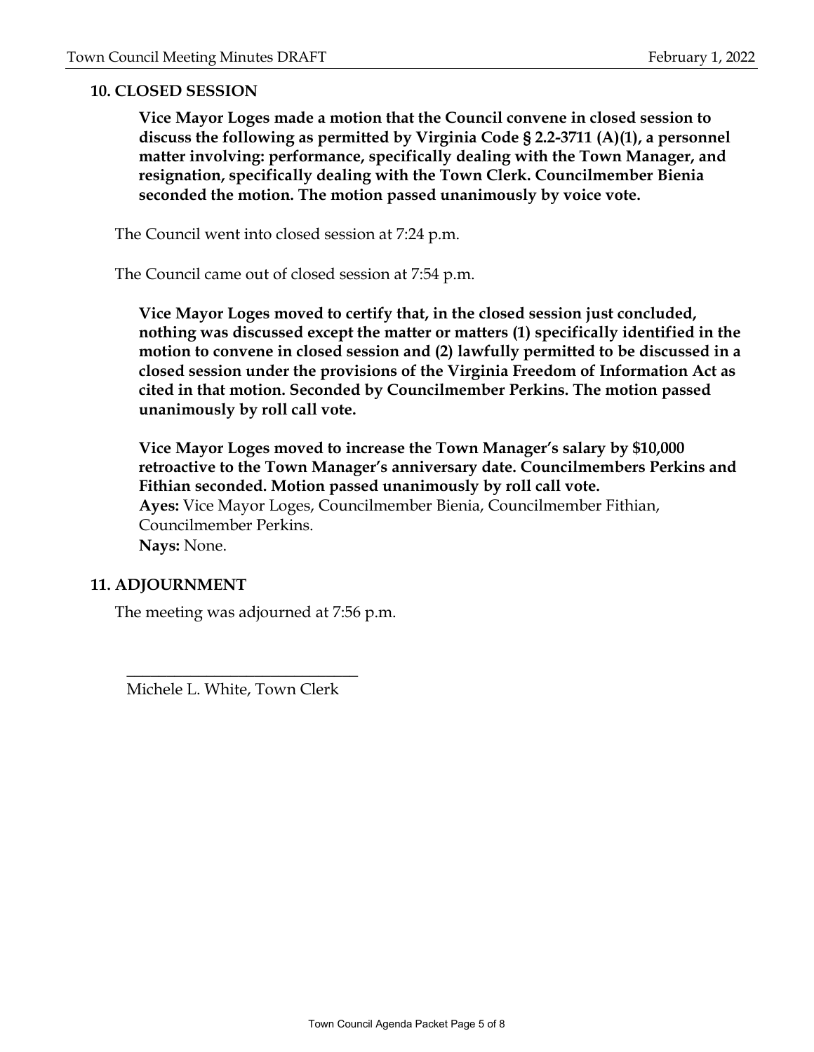## 10. CLOSED SESSION

**Vice Mayor Loges made a motion that the Council convene in closed session to discuss the following as permitted by Virginia Code § 2.2-3711 (A)(1), a personnel matter involving: performance, specifically dealing with the Town Manager, and resignation, specifically dealing with the Town Clerk. Councilmember Bienia seconded the motion. The motion passed unanimously by voice vote.**

The Council went into closed session at 7:24 p.m.

The Council came out of closed session at 7:54 p.m.

**Vice Mayor Loges moved to certify that, in the closed session just concluded, nothing was discussed except the matter or matters (1) specifically identified in the motion to convene in closed session and (2) lawfully permitted to be discussed in a closed session under the provisions of the Virginia Freedom of Information Act as cited in that motion. Seconded by Councilmember Perkins. The motion passed unanimously by roll call vote.**

**Vice Mayor Loges moved to increase the Town Manager's salary by $10,000 retroactive to the Town Manager's anniversary date. Councilmembers Perkins and Fithian seconded. Motion passed unanimously by roll call vote.**
**Ayes:** Vice Mayor Loges, Councilmember Bienia, Councilmember Fithian, Councilmember Perkins.
**Nays:** None.

## 11. ADJOURNMENT

The meeting was adjourned at 7:56 p.m.

\_\_\_\_\_\_\_\_\_\_\_\_\_\_\_\_\_\_\_\_\_\_\_\_\_\_\_\_
Michele L. White, Town Clerk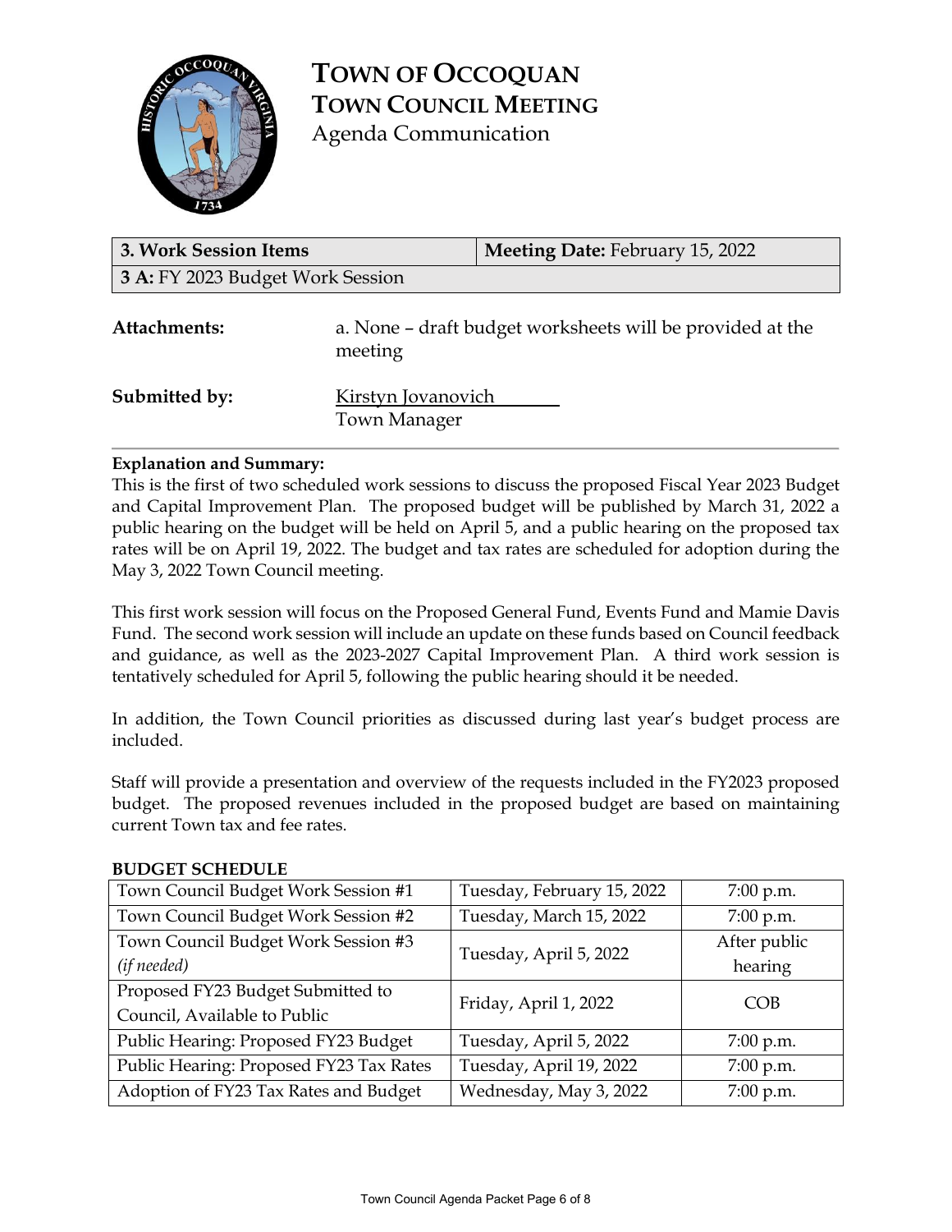# TOWN OF OCCOQUAN
## TOWN COUNCIL MEETING
Agenda Communication

| **3. Work Session Items** | **Meeting Date:** February 15, 2022 |
|---|---|
| **3 A:** FY 2023 Budget Work Session | |

**Attachments:** a. None – draft budget worksheets will be provided at the meeting

**Submitted by:** Kirstyn Jovanovich
Town Manager

**Explanation and Summary:**
This is the first of two scheduled work sessions to discuss the proposed Fiscal Year 2023 Budget and Capital Improvement Plan. The proposed budget will be published by March 31, 2022 a public hearing on the budget will be held on April 5, and a public hearing on the proposed tax rates will be on April 19, 2022. The budget and tax rates are scheduled for adoption during the May 3, 2022 Town Council meeting.

This first work session will focus on the Proposed General Fund, Events Fund and Mamie Davis Fund. The second work session will include an update on these funds based on Council feedback and guidance, as well as the 2023-2027 Capital Improvement Plan. A third work session is tentatively scheduled for April 5, following the public hearing should it be needed.

In addition, the Town Council priorities as discussed during last year's budget process are included.

Staff will provide a presentation and overview of the requests included in the FY2023 proposed budget. The proposed revenues included in the proposed budget are based on maintaining current Town tax and fee rates.

**BUDGET SCHEDULE**

| | | |
|---|---|---|
| Town Council Budget Work Session #1 | Tuesday, February 15, 2022 | 7:00 p.m. |
| Town Council Budget Work Session #2 | Tuesday, March 15, 2022 | 7:00 p.m. |
| Town Council Budget Work Session #3 *(if needed)* | Tuesday, April 5, 2022 | After public hearing |
| Proposed FY23 Budget Submitted to Council, Available to Public | Friday, April 1, 2022 | COB |
| Public Hearing: Proposed FY23 Budget | Tuesday, April 5, 2022 | 7:00 p.m. |
| Public Hearing: Proposed FY23 Tax Rates | Tuesday, April 19, 2022 | 7:00 p.m. |
| Adoption of FY23 Tax Rates and Budget | Wednesday, May 3, 2022 | 7:00 p.m. |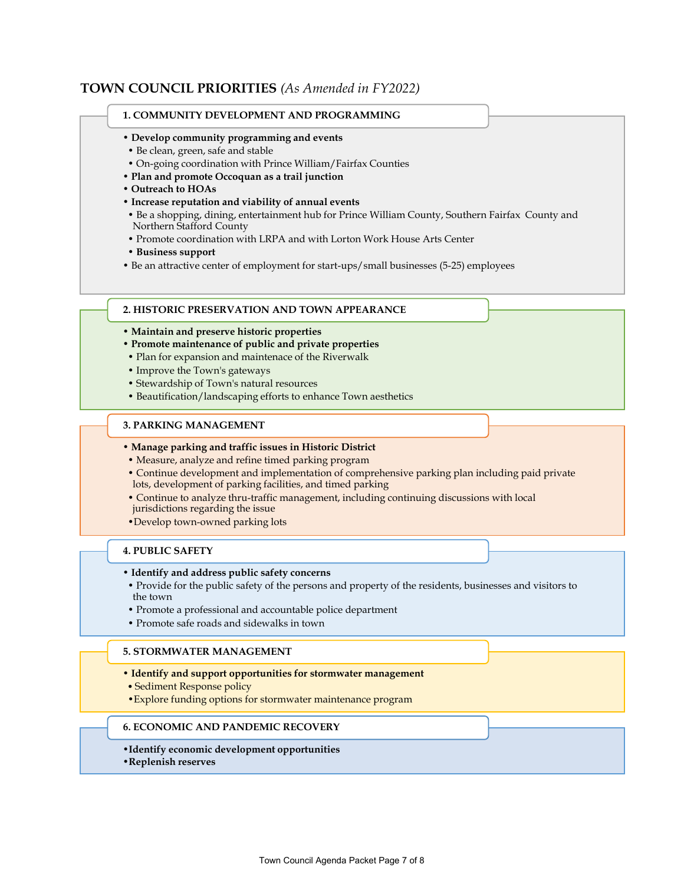## TOWN COUNCIL PRIORITIES *(As Amended in FY2022)*

### 1. COMMUNITY DEVELOPMENT AND PROGRAMMING

- **Develop community programming and events**
  - Be clean, green, safe and stable
  - On-going coordination with Prince William/Fairfax Counties
- **Plan and promote Occoquan as a trail junction**
- **Outreach to HOAs**
- **Increase reputation and viability of annual events**
  - Be a shopping, dining, entertainment hub for Prince William County, Southern Fairfax County and Northern Stafford County
  - Promote coordination with LRPA and with Lorton Work House Arts Center
  - **Business support**
- Be an attractive center of employment for start-ups/small businesses (5-25) employees

### 2. HISTORIC PRESERVATION AND TOWN APPEARANCE

- **Maintain and preserve historic properties**
- **Promote maintenance of public and private properties**
  - Plan for expansion and maintenace of the Riverwalk
  - Improve the Town's gateways
  - Stewardship of Town's natural resources
  - Beautification/landscaping efforts to enhance Town aesthetics

### 3. PARKING MANAGEMENT

- **Manage parking and traffic issues in Historic District**
  - Measure, analyze and refine timed parking program
  - Continue development and implementation of comprehensive parking plan including paid private lots, development of parking facilities, and timed parking
  - Continue to analyze thru-traffic management, including continuing discussions with local jurisdictions regarding the issue
  - Develop town-owned parking lots

### 4. PUBLIC SAFETY

- **Identify and address public safety concerns**
  - Provide for the public safety of the persons and property of the residents, businesses and visitors to the town
  - Promote a professional and accountable police department
  - Promote safe roads and sidewalks in town

### 5. STORMWATER MANAGEMENT

- **Identify and support opportunities for stormwater management**
  - Sediment Response policy
  - Explore funding options for stormwater maintenance program

### 6. ECONOMIC AND PANDEMIC RECOVERY

- **Identify economic development opportunities**
- **Replenish reserves**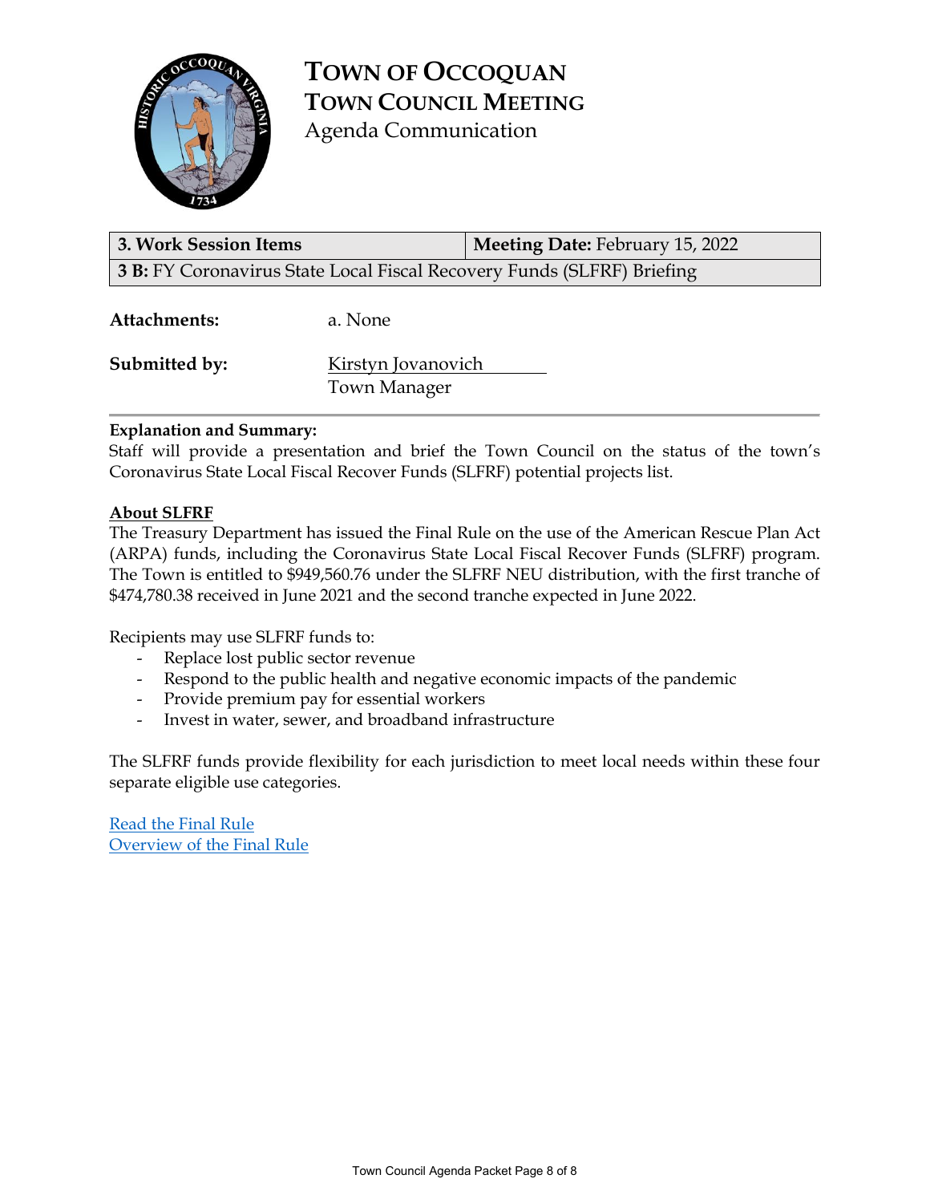# TOWN OF OCCOQUAN
## TOWN COUNCIL MEETING
Agenda Communication

| **3. Work Session Items** | **Meeting Date:** February 15, 2022 |
|---|---|
| **3 B:** FY Coronavirus State Local Fiscal Recovery Funds (SLFRF) Briefing | |

**Attachments:** a. None

**Submitted by:** Kirstyn Jovanovich
Town Manager

**Explanation and Summary:**
Staff will provide a presentation and brief the Town Council on the status of the town's Coronavirus State Local Fiscal Recover Funds (SLFRF) potential projects list.

**About SLFRF**
The Treasury Department has issued the Final Rule on the use of the American Rescue Plan Act (ARPA) funds, including the Coronavirus State Local Fiscal Recover Funds (SLFRF) program. The Town is entitled to $949,560.76 under the SLFRF NEU distribution, with the first tranche of $474,780.38 received in June 2021 and the second tranche expected in June 2022.

Recipients may use SLFRF funds to:
- Replace lost public sector revenue
- Respond to the public health and negative economic impacts of the pandemic
- Provide premium pay for essential workers
- Invest in water, sewer, and broadband infrastructure

The SLFRF funds provide flexibility for each jurisdiction to meet local needs within these four separate eligible use categories.

Read the Final Rule
Overview of the Final Rule